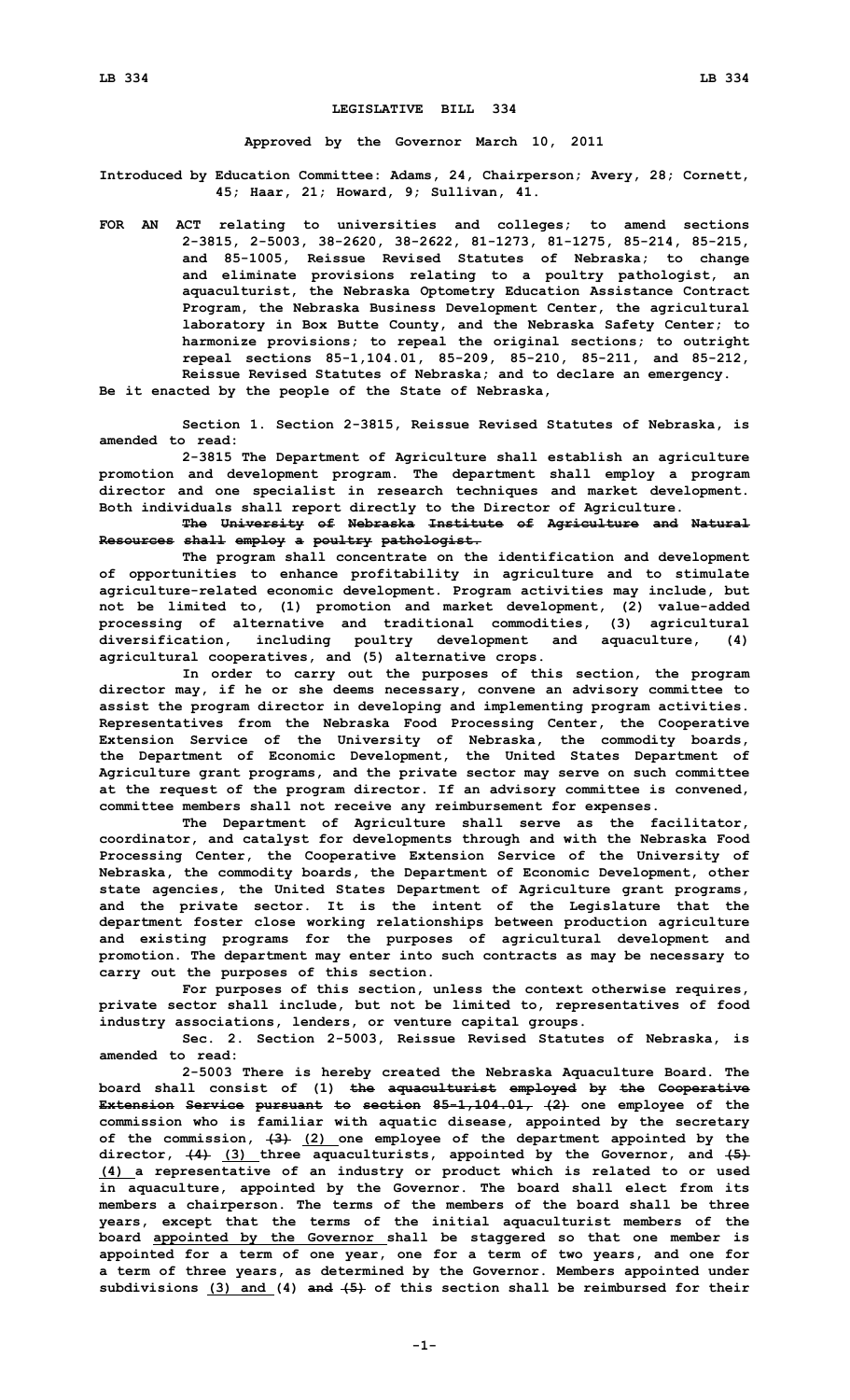# LEGISLATIVE BILL 334

**Approved by the Governor March 10, 2011**

**Introduced by Education Committee: Adams, 24, Chairperson; Avery, 28; Cornett, 45; Haar, 21; Howard, 9; Sullivan, 41.**

**FOR AN ACT relating to universities and colleges; to amend sections 2-3815, 2-5003, 38-2620, 38-2622, 81-1273, 81-1275, 85-214, 85-215, and 85-1005, Reissue Revised Statutes of Nebraska; to change and eliminate provisions relating to a poultry pathologist, an aquaculturist, the Nebraska Optometry Education Assistance Contract Program, the Nebraska Business Development Center, the agricultural laboratory in Box Butte County, and the Nebraska Safety Center; to harmonize provisions; to repeal the original sections; to outright repeal sections 85-1,104.01, 85-209, 85-210, 85-211, and 85-212, Reissue Revised Statutes of Nebraska; and to declare an emergency.**

**Be it enacted by the people of the State of Nebraska,**

**Section 1. Section 2-3815, Reissue Revised Statutes of Nebraska, is amended to read:**

**2-3815 The Department of Agriculture shall establish an agriculture promotion and development program. The department shall employ a program director and one specialist in research techniques and market development. Both individuals shall report directly to the Director of Agriculture.**

**~~The University of Nebraska Institute of Agriculture and Natural Resources shall employ a poultry pathologist.~~**

**The program shall concentrate on the identification and development of opportunities to enhance profitability in agriculture and to stimulate agriculture-related economic development. Program activities may include, but not be limited to, (1) promotion and market development, (2) value-added processing of alternative and traditional commodities, (3) agricultural diversification, including poultry development and aquaculture, (4) agricultural cooperatives, and (5) alternative crops.**

**In order to carry out the purposes of this section, the program director may, if he or she deems necessary, convene an advisory committee to assist the program director in developing and implementing program activities. Representatives from the Nebraska Food Processing Center, the Cooperative Extension Service of the University of Nebraska, the commodity boards, the Department of Economic Development, the United States Department of Agriculture grant programs, and the private sector may serve on such committee at the request of the program director. If an advisory committee is convened, committee members shall not receive any reimbursement for expenses.**

**The Department of Agriculture shall serve as the facilitator, coordinator, and catalyst for developments through and with the Nebraska Food Processing Center, the Cooperative Extension Service of the University of Nebraska, the commodity boards, the Department of Economic Development, other state agencies, the United States Department of Agriculture grant programs, and the private sector. It is the intent of the Legislature that the department foster close working relationships between production agriculture and existing programs for the purposes of agricultural development and promotion. The department may enter into such contracts as may be necessary to carry out the purposes of this section.**

**For purposes of this section, unless the context otherwise requires, private sector shall include, but not be limited to, representatives of food industry associations, lenders, or venture capital groups.**

**Sec. 2. Section 2-5003, Reissue Revised Statutes of Nebraska, is amended to read:**

**2-5003 There is hereby created the Nebraska Aquaculture Board. The board shall consist of (1) ~~the aquaculturist employed by the Cooperative Extension Service pursuant to section 85-1,104.01, (2)~~ one employee of the commission who is familiar with aquatic disease, appointed by the secretary of the commission, ~~(3)~~ (2) one employee of the department appointed by the director, ~~(4)~~ (3) three aquaculturists, appointed by the Governor, and ~~(5)~~ (4) a representative of an industry or product which is related to or used in aquaculture, appointed by the Governor. The board shall elect from its members a chairperson. The terms of the members of the board shall be three years, except that the terms of the initial aquaculturist members of the board appointed by the Governor shall be staggered so that one member is appointed for a term of one year, one for a term of two years, and one for a term of three years, as determined by the Governor. Members appointed under subdivisions (3) and (4) ~~and (5)~~ of this section shall be reimbursed for their**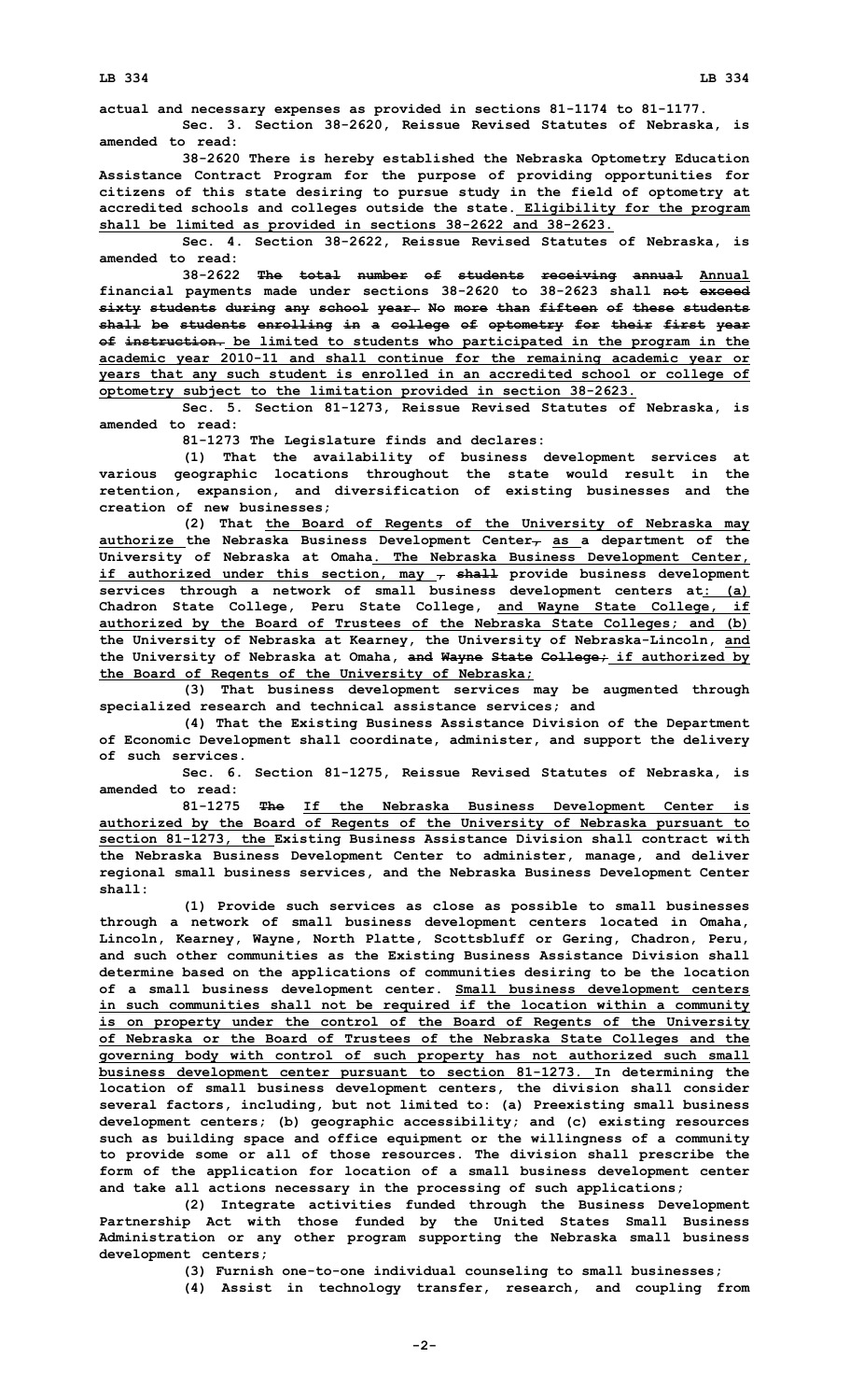actual and necessary expenses as provided in sections 81-1174 to 81-1177.

Sec. 3. Section 38-2620, Reissue Revised Statutes of Nebraska, is amended to read:

38-2620 There is hereby established the Nebraska Optometry Education Assistance Contract Program for the purpose of providing opportunities for citizens of this state desiring to pursue study in the field of optometry at accredited schools and colleges outside the state. Eligibility for the program shall be limited as provided in sections 38-2622 and 38-2623.

Sec. 4. Section 38-2622, Reissue Revised Statutes of Nebraska, is amended to read:

38-2622 ~~The total number of students receiving annual~~ Annual financial payments made under sections 38-2620 to 38-2623 shall ~~not exceed sixty students during any school year. No more than fifteen of these students shall be students enrolling in a college of optometry for their first year of instruction.~~ be limited to students who participated in the program in the academic year 2010-11 and shall continue for the remaining academic year or years that any such student is enrolled in an accredited school or college of optometry subject to the limitation provided in section 38-2623.

Sec. 5. Section 81-1273, Reissue Revised Statutes of Nebraska, is amended to read:

81-1273 The Legislature finds and declares:

(1) That the availability of business development services at various geographic locations throughout the state would result in the retention, expansion, and diversification of existing businesses and the creation of new businesses;

(2) That the Board of Regents of the University of Nebraska may authorize the Nebraska Business Development Center~~,~~ as a department of the University of Nebraska at Omaha. The Nebraska Business Development Center, if authorized under this section, may ~~, shall~~ provide business development services through a network of small business development centers at: (a) Chadron State College, Peru State College, and Wayne State College, if authorized by the Board of Trustees of the Nebraska State Colleges; and (b) the University of Nebraska at Kearney, the University of Nebraska-Lincoln, and the University of Nebraska at Omaha, ~~and Wayne State College;~~ if authorized by the Board of Regents of the University of Nebraska;

(3) That business development services may be augmented through specialized research and technical assistance services; and

(4) That the Existing Business Assistance Division of the Department of Economic Development shall coordinate, administer, and support the delivery of such services.

Sec. 6. Section 81-1275, Reissue Revised Statutes of Nebraska, is amended to read:

81-1275 ~~The~~ If the Nebraska Business Development Center is authorized by the Board of Regents of the University of Nebraska pursuant to section 81-1273, the Existing Business Assistance Division shall contract with the Nebraska Business Development Center to administer, manage, and deliver regional small business services, and the Nebraska Business Development Center shall:

(1) Provide such services as close as possible to small businesses through a network of small business development centers located in Omaha, Lincoln, Kearney, Wayne, North Platte, Scottsbluff or Gering, Chadron, Peru, and such other communities as the Existing Business Assistance Division shall determine based on the applications of communities desiring to be the location of a small business development center. Small business development centers in such communities shall not be required if the location within a community is on property under the control of the Board of Regents of the University of Nebraska or the Board of Trustees of the Nebraska State Colleges and the governing body with control of such property has not authorized such small business development center pursuant to section 81-1273. In determining the location of small business development centers, the division shall consider several factors, including, but not limited to: (a) Preexisting small business development centers; (b) geographic accessibility; and (c) existing resources such as building space and office equipment or the willingness of a community to provide some or all of those resources. The division shall prescribe the form of the application for location of a small business development center and take all actions necessary in the processing of such applications;

(2) Integrate activities funded through the Business Development Partnership Act with those funded by the United States Small Business Administration or any other program supporting the Nebraska small business development centers;

(3) Furnish one-to-one individual counseling to small businesses;

(4) Assist in technology transfer, research, and coupling from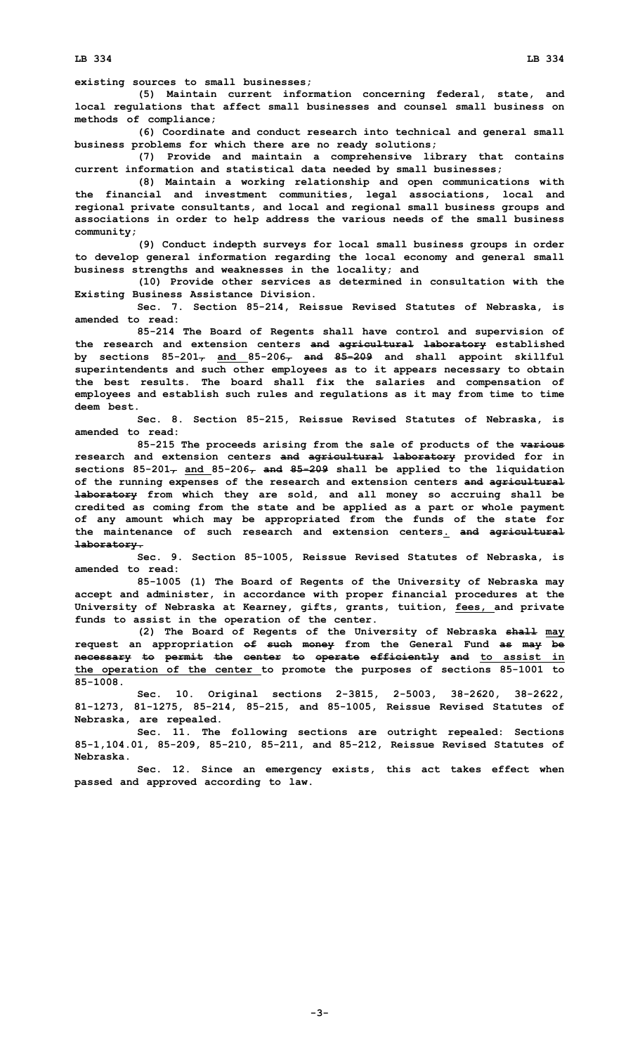existing sources to small businesses;

(5) Maintain current information concerning federal, state, and local regulations that affect small businesses and counsel small business on methods of compliance;

(6) Coordinate and conduct research into technical and general small business problems for which there are no ready solutions;

(7) Provide and maintain a comprehensive library that contains current information and statistical data needed by small businesses;

(8) Maintain a working relationship and open communications with the financial and investment communities, legal associations, local and regional private consultants, and local and regional small business groups and associations in order to help address the various needs of the small business community;

(9) Conduct indepth surveys for local small business groups in order to develop general information regarding the local economy and general small business strengths and weaknesses in the locality; and

(10) Provide other services as determined in consultation with the Existing Business Assistance Division.

Sec. 7. Section 85-214, Reissue Revised Statutes of Nebraska, is amended to read:

85-214 The Board of Regents shall have control and supervision of the research and extension centers ~~and agricultural laboratory~~ established by sections 85-201~~,~~ and 85-206~~, and 85-209~~ and shall appoint skillful superintendents and such other employees as to it appears necessary to obtain the best results. The board shall fix the salaries and compensation of employees and establish such rules and regulations as it may from time to time deem best.

Sec. 8. Section 85-215, Reissue Revised Statutes of Nebraska, is amended to read:

85-215 The proceeds arising from the sale of products of the ~~various~~ research and extension centers ~~and agricultural laboratory~~ provided for in sections 85-201~~,~~ and 85-206~~, and 85-209~~ shall be applied to the liquidation of the running expenses of the research and extension centers ~~and agricultural laboratory~~ from which they are sold, and all money so accruing shall be credited as coming from the state and be applied as a part or whole payment of any amount which may be appropriated from the funds of the state for the maintenance of such research and extension centers. ~~and agricultural laboratory.~~

Sec. 9. Section 85-1005, Reissue Revised Statutes of Nebraska, is amended to read:

85-1005 (1) The Board of Regents of the University of Nebraska may accept and administer, in accordance with proper financial procedures at the University of Nebraska at Kearney, gifts, grants, tuition, fees, and private funds to assist in the operation of the center.

(2) The Board of Regents of the University of Nebraska ~~shall~~ may request an appropriation ~~of such money~~ from the General Fund ~~as may be necessary to permit the center to operate efficiently and~~ to assist in the operation of the center to promote the purposes of sections 85-1001 to 85-1008.

Sec. 10. Original sections 2-3815, 2-5003, 38-2620, 38-2622, 81-1273, 81-1275, 85-214, 85-215, and 85-1005, Reissue Revised Statutes of Nebraska, are repealed.

Sec. 11. The following sections are outright repealed: Sections 85-1,104.01, 85-209, 85-210, 85-211, and 85-212, Reissue Revised Statutes of Nebraska.

Sec. 12. Since an emergency exists, this act takes effect when passed and approved according to law.